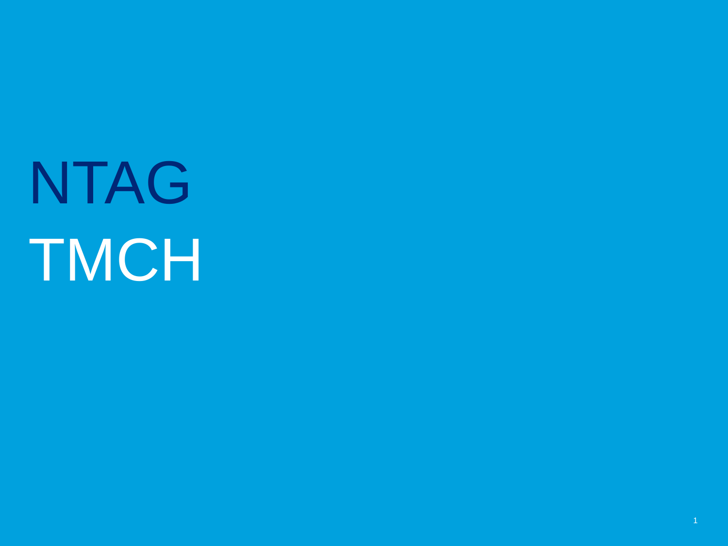# NTAG
# TMCH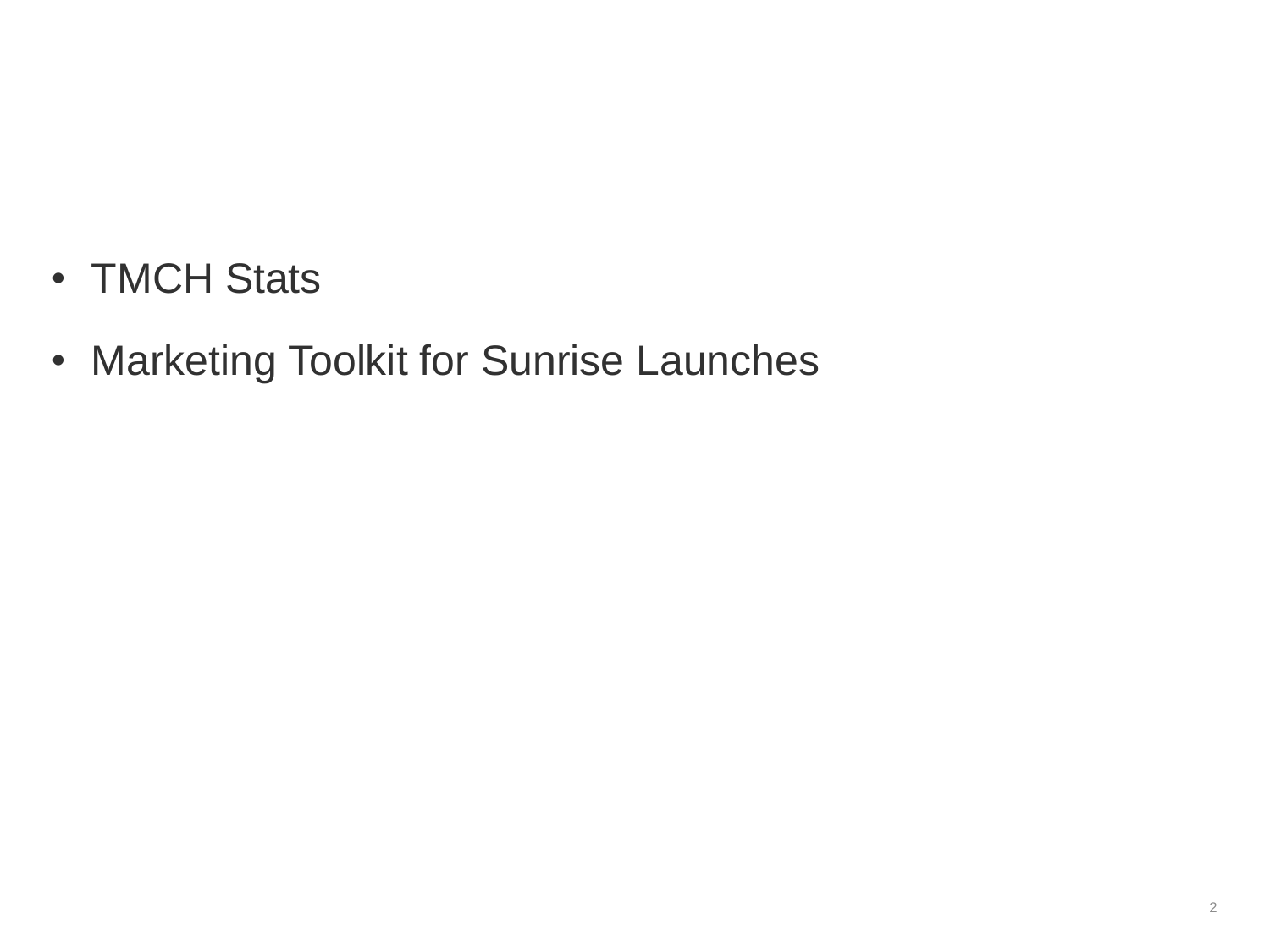- TMCH Stats
- Marketing Toolkit for Sunrise Launches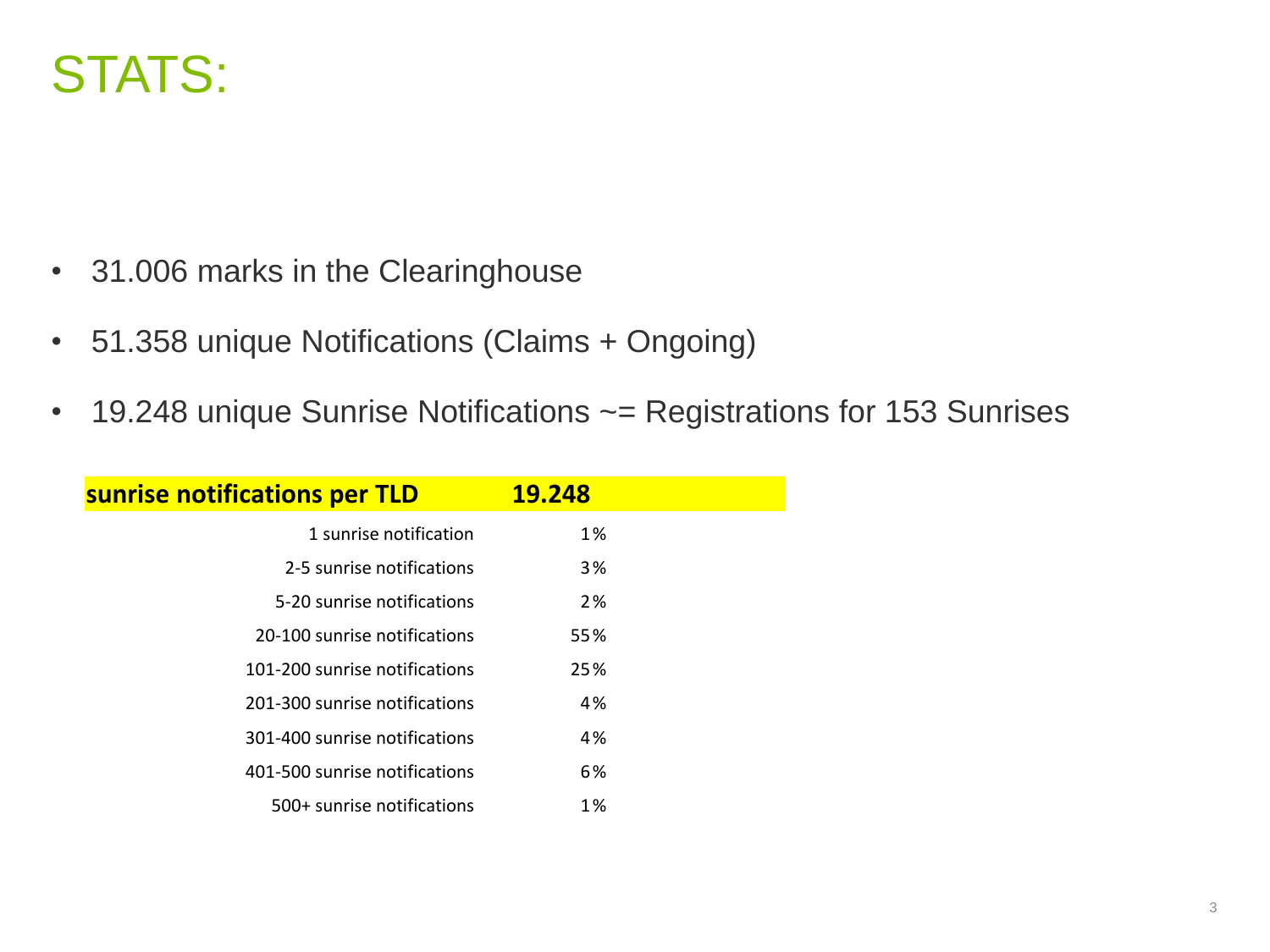# STATS:

- 31.006 marks in the Clearinghouse
- 51.358 unique Notifications (Claims + Ongoing)
- 19.248 unique Sunrise Notifications ~= Registrations for 153 Sunrises

| **sunrise notifications per TLD** | **19.248** |
|---|---|
| 1 sunrise notification | 1% |
| 2-5 sunrise notifications | 3% |
| 5-20 sunrise notifications | 2% |
| 20-100 sunrise notifications | 55% |
| 101-200 sunrise notifications | 25% |
| 201-300 sunrise notifications | 4% |
| 301-400 sunrise notifications | 4% |
| 401-500 sunrise notifications | 6% |
| 500+ sunrise notifications | 1% |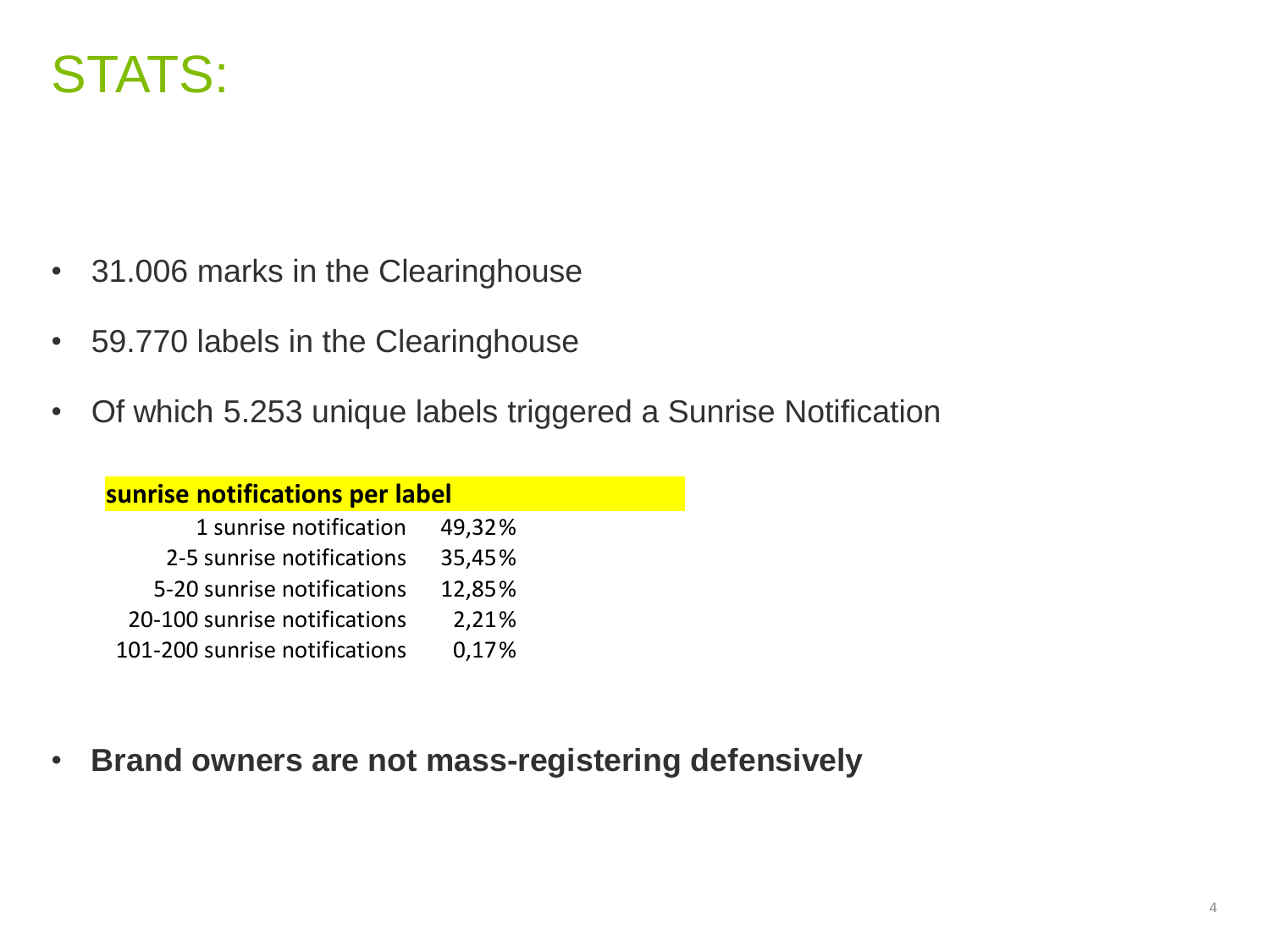# STATS:

- 31.006 marks in the Clearinghouse
- 59.770 labels in the Clearinghouse
- Of which 5.253 unique labels triggered a Sunrise Notification

| sunrise notifications per label | |
|---|---|
| 1 sunrise notification | 49,32% |
| 2-5 sunrise notifications | 35,45% |
| 5-20 sunrise notifications | 12,85% |
| 20-100 sunrise notifications | 2,21% |
| 101-200 sunrise notifications | 0,17% |

- **Brand owners are not mass-registering defensively**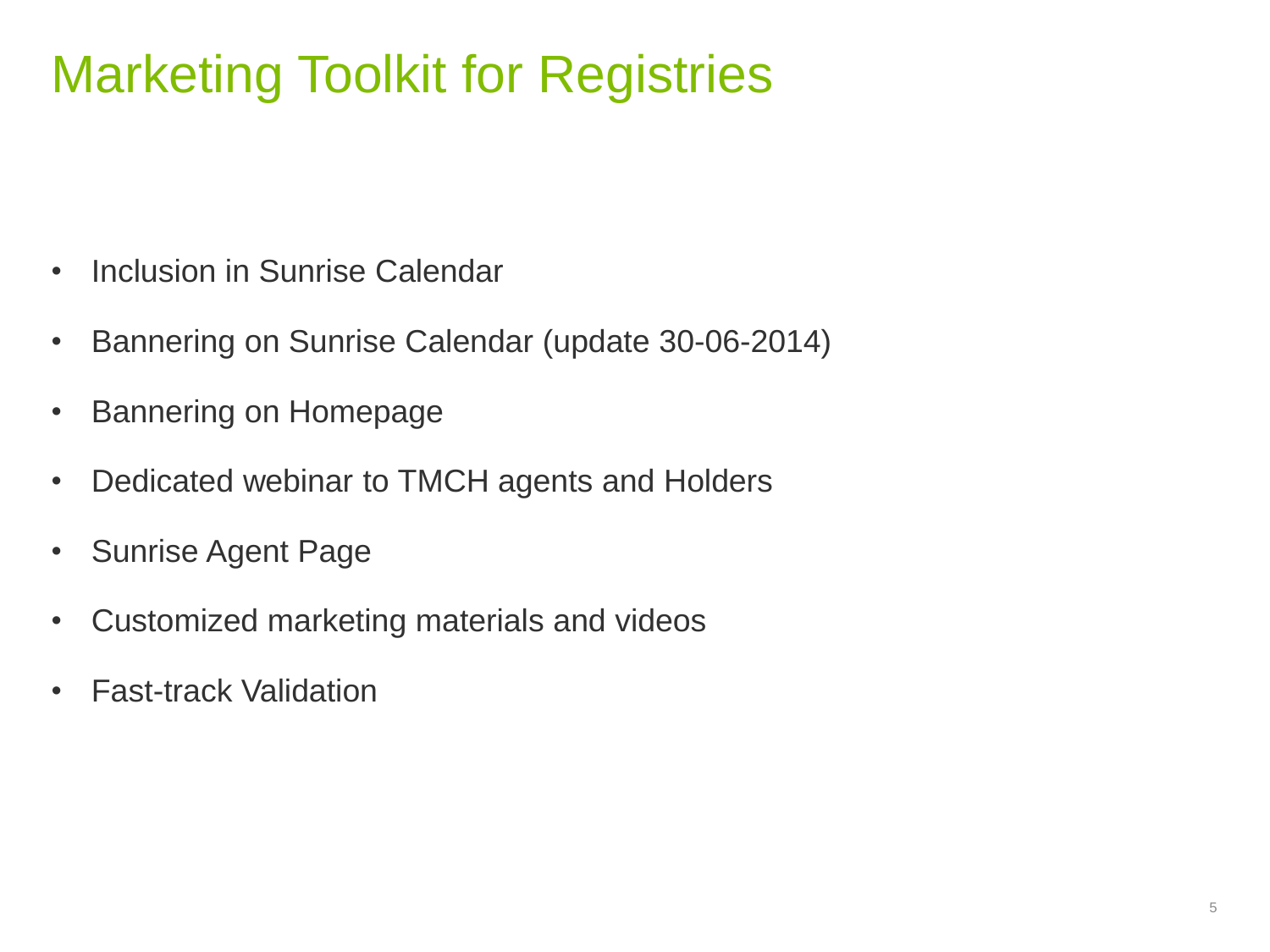# Marketing Toolkit for Registries

- Inclusion in Sunrise Calendar
- Bannering on Sunrise Calendar (update 30-06-2014)
- Bannering on Homepage
- Dedicated webinar to TMCH agents and Holders
- Sunrise Agent Page
- Customized marketing materials and videos
- Fast-track Validation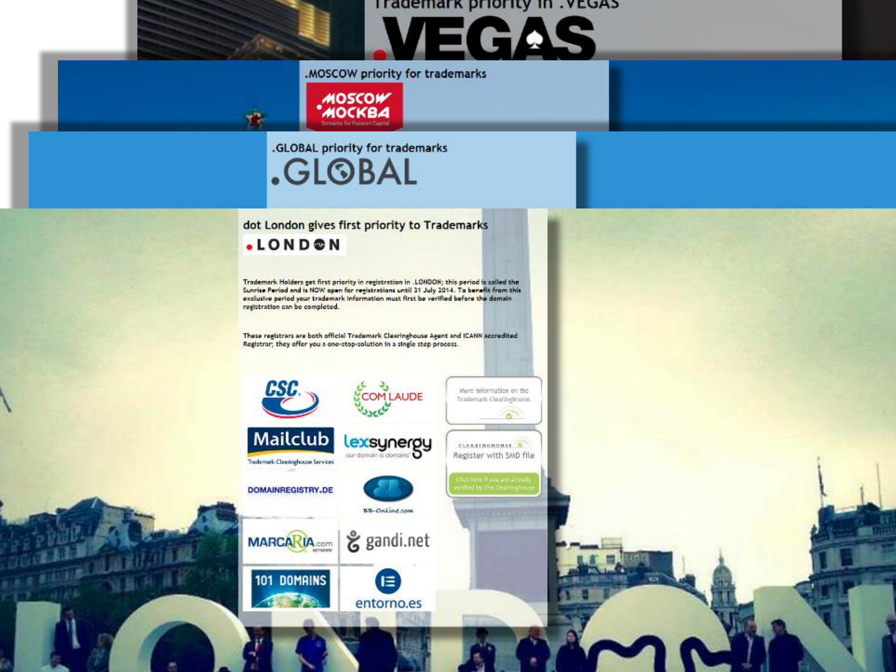Trademark priority in .VEGAS

.VEGAS

.MOSCOW priority for trademarks

.MOSCOW .МОСКВА

Domains for Russian Capital

.GLOBAL priority for trademarks

.GLOBAL

dot London gives first priority to Trademarks

.LONDON

Trademark Holders get first priority in registration in .LONDON; this period is called the Sunrise Period and is NOW open for registrations until 31 July 2014. To benefit from this exclusive period your trademark information must first be verified before the domain registration can be completed.

These registrars are both official Trademark Clearinghouse Agent and ICANN accredited Registrar; they offer you a one-stop-solution in a single step process.

CSC

COM LAUDE

More information on the Trademark Clearinghouse.

Mailclub

Trademark Clearinghouse Services

lexsynergy

our domain is domains

CLEARINGHOUSE

Register with SMD file

Click here if you are already verified by the Clearinghouse

DOMAINREGISTRY.DE

BB-Online.com

MARCARIA.com

gandi.net

101 DOMAINS

entorno.es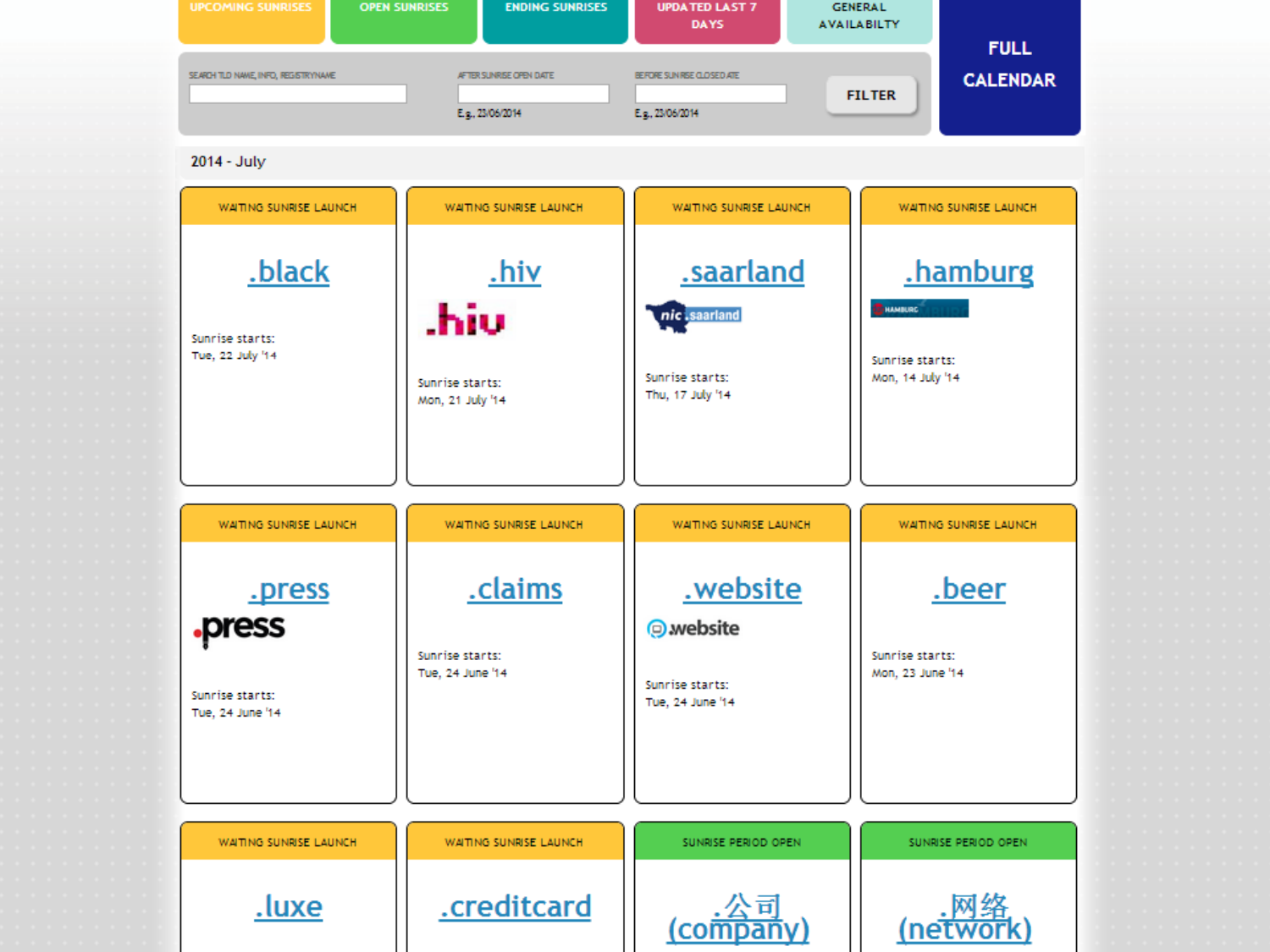UPCOMING SUNRISES | OPEN SUNRISES | ENDING SUNRISES | UPDATED LAST 7 DAYS | GENERAL AVAILABILTY

**FULL CALENDAR**

SEARCH TLD NAME, INFO, REGISTRYNAME

AFTER SUNRISE OPEN DATE
E.g., 23/06/2014

BEFORE SUNRISE CLOSED ATE
E.g., 23/06/2014

FILTER

2014 - July

| WAITING SUNRISE LAUNCH | WAITING SUNRISE LAUNCH | WAITING SUNRISE LAUNCH | WAITING SUNRISE LAUNCH |
|---|---|---|---|
| .black | .hiv | .saarland | .hamburg |
| Sunrise starts: Tue, 22 July '14 | Sunrise starts: Mon, 21 July '14 | Sunrise starts: Thu, 17 July '14 | Sunrise starts: Mon, 14 July '14 |

| WAITING SUNRISE LAUNCH | WAITING SUNRISE LAUNCH | WAITING SUNRISE LAUNCH | WAITING SUNRISE LAUNCH |
|---|---|---|---|
| .press | .claims | .website | .beer |
| Sunrise starts: Tue, 24 June '14 | Sunrise starts: Tue, 24 June '14 | Sunrise starts: Tue, 24 June '14 | Sunrise starts: Mon, 23 June '14 |

| WAITING SUNRISE LAUNCH | WAITING SUNRISE LAUNCH | SUNRISE PERIOD OPEN | SUNRISE PERIOD OPEN |
|---|---|---|---|
| .luxe | .creditcard | .公司 (company) | .网络 (network) |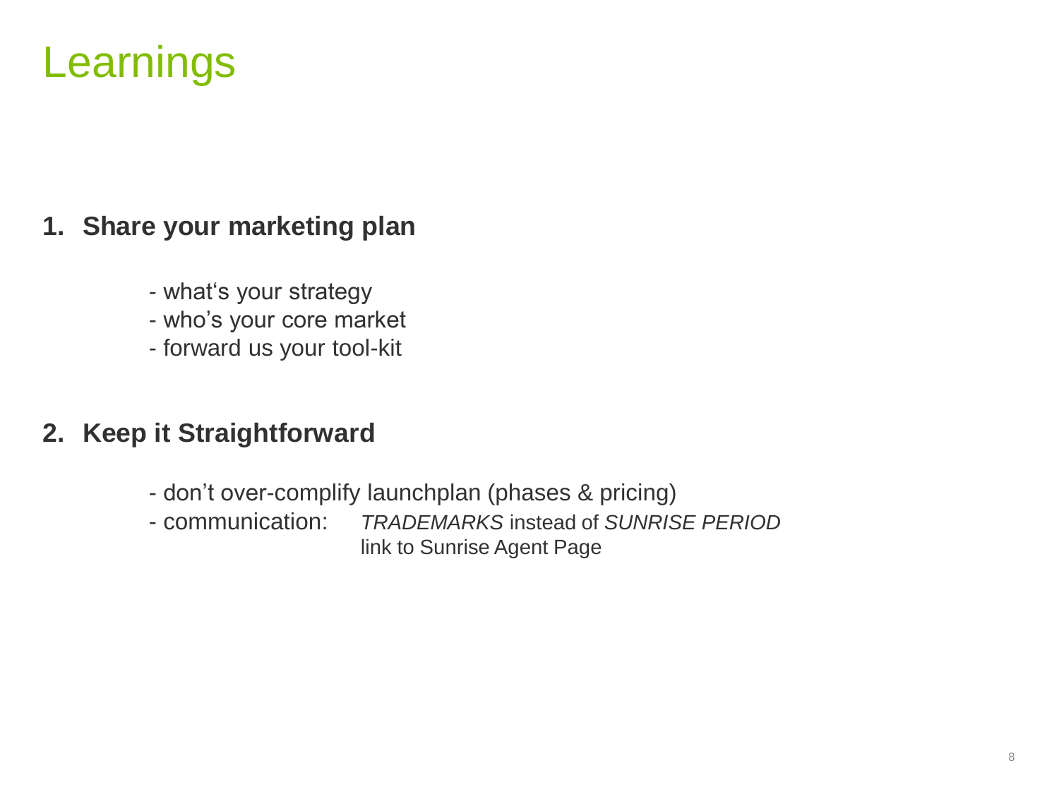# Learnings

1. **Share your marketing plan**

   - what‘s your strategy
   - who’s your core market
   - forward us your tool-kit

2. **Keep it Straightforward**

   - don’t over-complify launchplan (phases & pricing)
   - communication: *TRADEMARKS* instead of *SUNRISE PERIOD*
     link to Sunrise Agent Page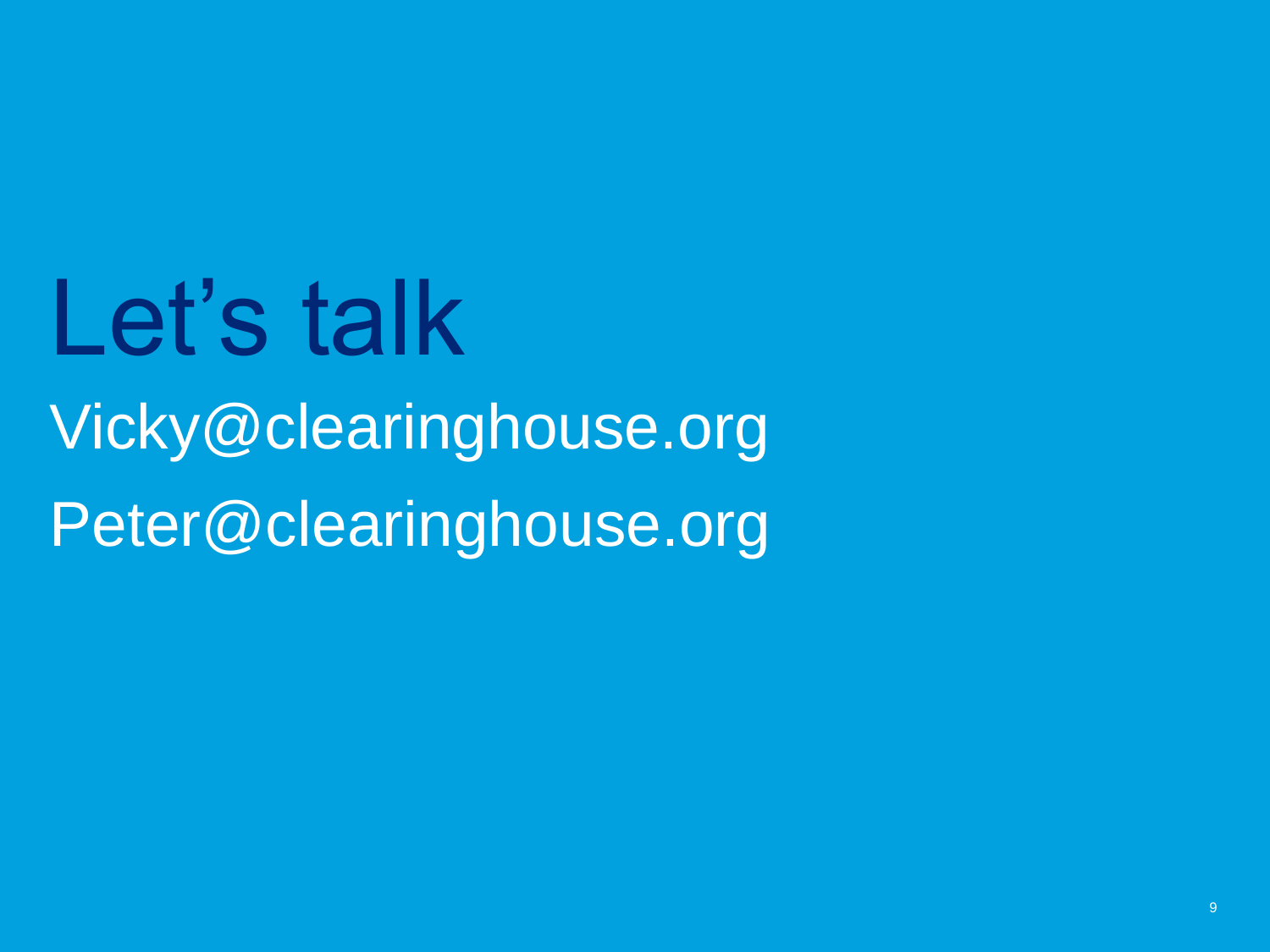# Let’s talk

Vicky@clearinghouse.org

Peter@clearinghouse.org